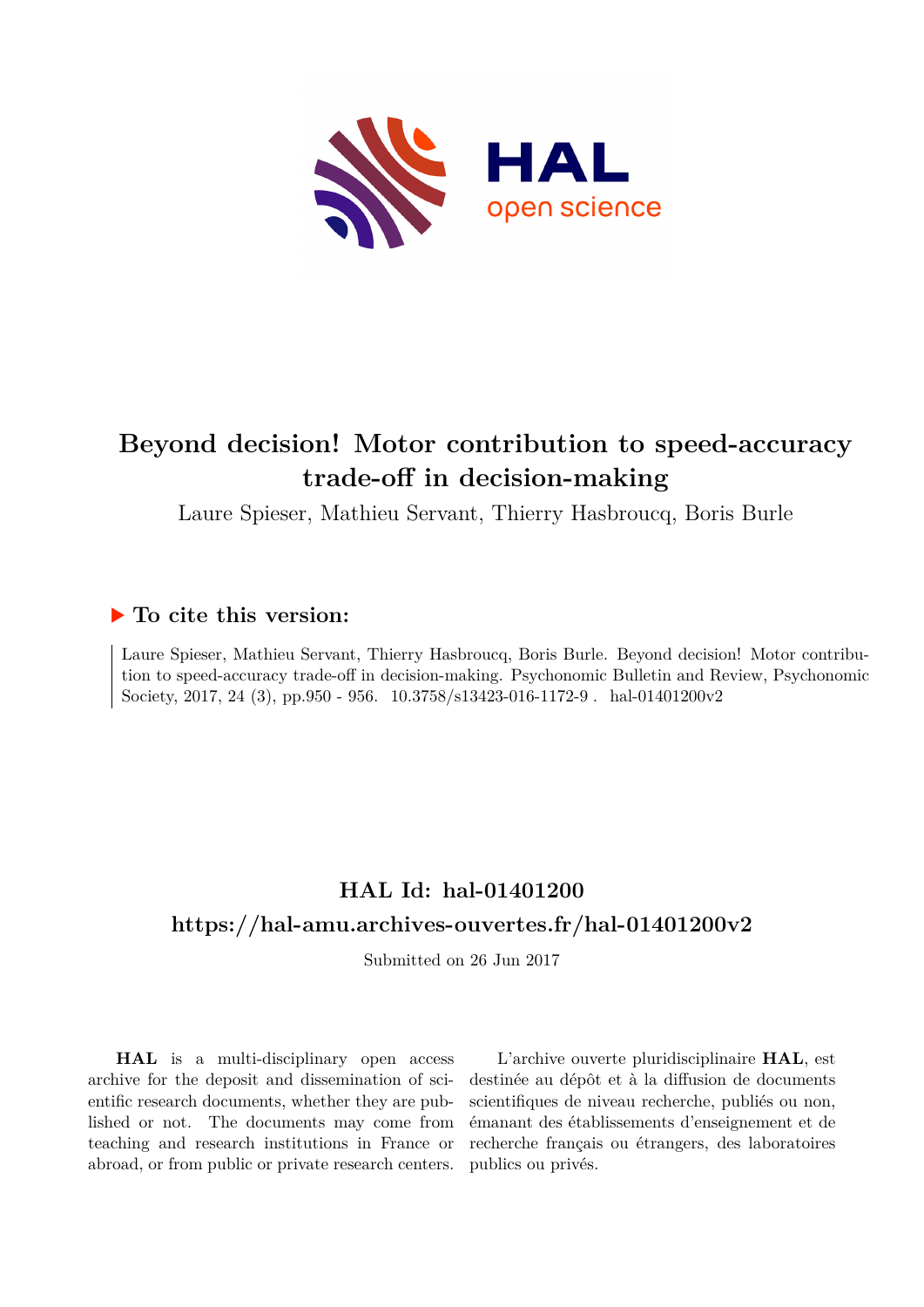# Beyond decision! Motor contribution to speed-accuracy trade-off in decision-making

Laure Spieser, Mathieu Servant, Thierry Hasbroucq, Boris Burle

## ▶ To cite this version:

Laure Spieser, Mathieu Servant, Thierry Hasbroucq, Boris Burle. Beyond decision! Motor contribution to speed-accuracy trade-off in decision-making. Psychonomic Bulletin and Review, Psychonomic Society, 2017, 24 (3), pp.950 - 956. 10.3758/s13423-016-1172-9 . hal-01401200v2

## HAL Id: hal-01401200

## https://hal-amu.archives-ouvertes.fr/hal-01401200v2

Submitted on 26 Jun 2017

**HAL** is a multi-disciplinary open access archive for the deposit and dissemination of scientific research documents, whether they are published or not. The documents may come from teaching and research institutions in France or abroad, or from public or private research centers.

L'archive ouverte pluridisciplinaire **HAL**, est destinée au dépôt et à la diffusion de documents scientifiques de niveau recherche, publiés ou non, émanant des établissements d'enseignement et de recherche français ou étrangers, des laboratoires publics ou privés.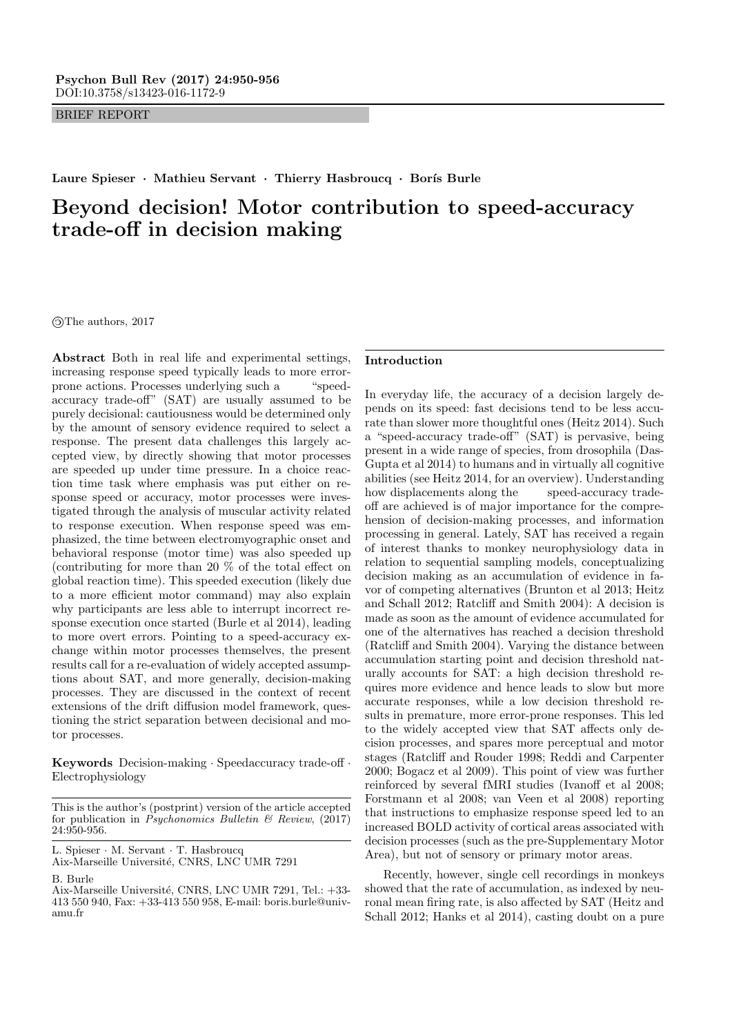BRIEF REPORT

**Laure Spieser · Mathieu Servant · Thierry Hasbroucq · Borís Burle**

# Beyond decision! Motor contribution to speed-accuracy trade-off in decision making

©The authors, 2017

**Abstract** Both in real life and experimental settings, increasing response speed typically leads to more error-prone actions. Processes underlying such a "speed-accuracy trade-off" (SAT) are usually assumed to be purely decisional: cautiousness would be determined only by the amount of sensory evidence required to select a response. The present data challenges this largely accepted view, by directly showing that motor processes are speeded up under time pressure. In a choice reaction time task where emphasis was put either on response speed or accuracy, motor processes were investigated through the analysis of muscular activity related to response execution. When response speed was emphasized, the time between electromyographic onset and behavioral response (motor time) was also speeded up (contributing for more than 20 % of the total effect on global reaction time). This speeded execution (likely due to a more efficient motor command) may also explain why participants are less able to interrupt incorrect response execution once started (Burle et al 2014), leading to more overt errors. Pointing to a speed-accuracy exchange within motor processes themselves, the present results call for a re-evaluation of widely accepted assumptions about SAT, and more generally, decision-making processes. They are discussed in the context of recent extensions of the drift diffusion model framework, questioning the strict separation between decisional and motor processes.

**Keywords** Decision-making · Speedaccuracy trade-off · Electrophysiology

This is the author's (postprint) version of the article accepted for publication in *Psychonomics Bulletin & Review*, (2017) 24:950-956.

L. Spieser · M. Servant · T. Hasbroucq
Aix-Marseille Université, CNRS, LNC UMR 7291

B. Burle
Aix-Marseille Université, CNRS, LNC UMR 7291, Tel.: +33-413 550 940, Fax: +33-413 550 958, E-mail: boris.burle@univ-amu.fr

## Introduction

In everyday life, the accuracy of a decision largely depends on its speed: fast decisions tend to be less accurate than slower more thoughtful ones (Heitz 2014). Such a "speed-accuracy trade-off" (SAT) is pervasive, being present in a wide range of species, from drosophila (DasGupta et al 2014) to humans and in virtually all cognitive abilities (see Heitz 2014, for an overview). Understanding how displacements along the speed-accuracy trade-off are achieved is of major importance for the comprehension of decision-making processes, and information processing in general. Lately, SAT has received a regain of interest thanks to monkey neurophysiology data in relation to sequential sampling models, conceptualizing decision making as an accumulation of evidence in favor of competing alternatives (Brunton et al 2013; Heitz and Schall 2012; Ratcliff and Smith 2004): A decision is made as soon as the amount of evidence accumulated for one of the alternatives has reached a decision threshold (Ratcliff and Smith 2004). Varying the distance between accumulation starting point and decision threshold naturally accounts for SAT: a high decision threshold requires more evidence and hence leads to slow but more accurate responses, while a low decision threshold results in premature, more error-prone responses. This led to the widely accepted view that SAT affects only decision processes, and spares more perceptual and motor stages (Ratcliff and Rouder 1998; Reddi and Carpenter 2000; Bogacz et al 2009). This point of view was further reinforced by several fMRI studies (Ivanoff et al 2008; Forstmann et al 2008; van Veen et al 2008) reporting that instructions to emphasize response speed led to an increased BOLD activity of cortical areas associated with decision processes (such as the pre-Supplementary Motor Area), but not of sensory or primary motor areas.

Recently, however, single cell recordings in monkeys showed that the rate of accumulation, as indexed by neuronal mean firing rate, is also affected by SAT (Heitz and Schall 2012; Hanks et al 2014), casting doubt on a pure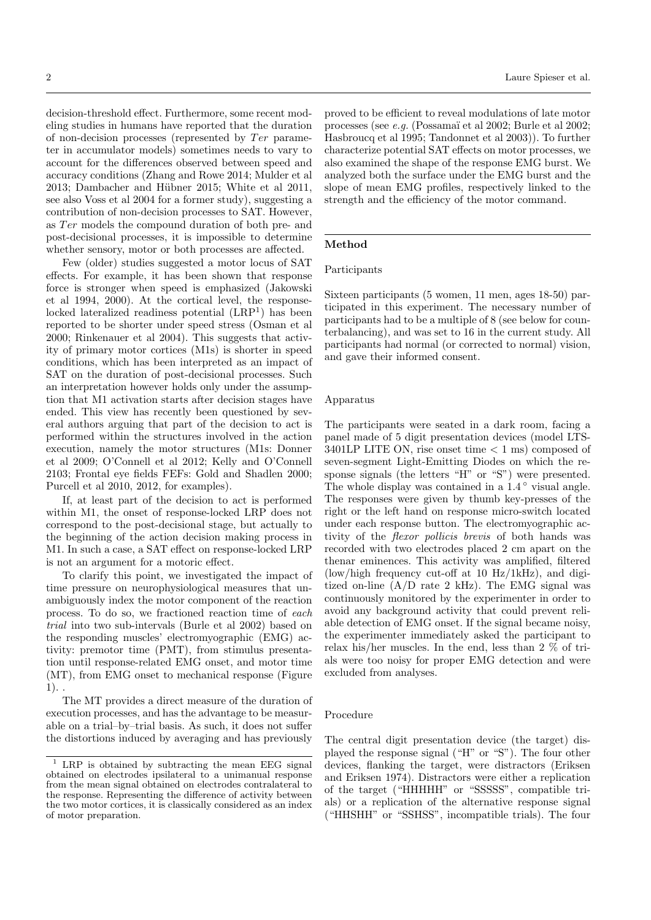decision-threshold effect. Furthermore, some recent modeling studies in humans have reported that the duration of non-decision processes (represented by $Ter$ parameter in accumulator models) sometimes needs to vary to account for the differences observed between speed and accuracy conditions (Zhang and Rowe 2014; Mulder et al 2013; Dambacher and Hübner 2015; White et al 2011, see also Voss et al 2004 for a former study), suggesting a contribution of non-decision processes to SAT. However, as $Ter$ models the compound duration of both pre- and post-decisional processes, it is impossible to determine whether sensory, motor or both processes are affected.

Few (older) studies suggested a motor locus of SAT effects. For example, it has been shown that response force is stronger when speed is emphasized (Jakowski et al 1994, 2000). At the cortical level, the response-locked lateralized readiness potential (LRP[1]) has been reported to be shorter under speed stress (Osman et al 2000; Rinkenauer et al 2004). This suggests that activity of primary motor cortices (M1s) is shorter in speed conditions, which has been interpreted as an impact of SAT on the duration of post-decisional processes. Such an interpretation however holds only under the assumption that M1 activation starts after decision stages have ended. This view has recently been questioned by several authors arguing that part of the decision to act is performed within the structures involved in the action execution, namely the motor structures (M1s: Donner et al 2009; O'Connell et al 2012; Kelly and O'Connell 2103; Frontal eye fields FEFs: Gold and Shadlen 2000; Purcell et al 2010, 2012, for examples).

If, at least part of the decision to act is performed within M1, the onset of response-locked LRP does not correspond to the post-decisional stage, but actually to the beginning of the action decision making process in M1. In such a case, a SAT effect on response-locked LRP is not an argument for a motoric effect.

To clarify this point, we investigated the impact of time pressure on neurophysiological measures that unambiguously index the motor component of the reaction process. To do so, we fractioned reaction time of *each trial* into two sub-intervals (Burle et al 2002) based on the responding muscles' electromyographic (EMG) activity: premotor time (PMT), from stimulus presentation until response-related EMG onset, and motor time (MT), from EMG onset to mechanical response (Figure 1). .

The MT provides a direct measure of the duration of execution processes, and has the advantage to be measurable on a trial–by–trial basis. As such, it does not suffer the distortions induced by averaging and has previously proved to be efficient to reveal modulations of late motor processes (see *e.g.* (Possamaï et al 2002; Burle et al 2002; Hasbroucq et al 1995; Tandonnet et al 2003)). To further characterize potential SAT effects on motor processes, we also examined the shape of the response EMG burst. We analyzed both the surface under the EMG burst and the slope of mean EMG profiles, respectively linked to the strength and the efficiency of the motor command.

[1] LRP is obtained by subtracting the mean EEG signal obtained on electrodes ipsilateral to a unimanual response from the mean signal obtained on electrodes contralateral to the response. Representing the difference of activity between the two motor cortices, it is classically considered as an index of motor preparation.

## Method

### Participants

Sixteen participants (5 women, 11 men, ages 18-50) participated in this experiment. The necessary number of participants had to be a multiple of 8 (see below for counterbalancing), and was set to 16 in the current study. All participants had normal (or corrected to normal) vision, and gave their informed consent.

### Apparatus

The participants were seated in a dark room, facing a panel made of 5 digit presentation devices (model LTS-3401LP LITE ON, rise onset time < 1 ms) composed of seven-segment Light-Emitting Diodes on which the response signals (the letters "H" or "S") were presented. The whole display was contained in a 1.4° visual angle. The responses were given by thumb key-presses of the right or the left hand on response micro-switch located under each response button. The electromyographic activity of the *flexor pollicis brevis* of both hands was recorded with two electrodes placed 2 cm apart on the thenar eminences. This activity was amplified, filtered (low/high frequency cut-off at 10 Hz/1kHz), and digitized on-line (A/D rate 2 kHz). The EMG signal was continuously monitored by the experimenter in order to avoid any background activity that could prevent reliable detection of EMG onset. If the signal became noisy, the experimenter immediately asked the participant to relax his/her muscles. In the end, less than 2 % of trials were too noisy for proper EMG detection and were excluded from analyses.

### Procedure

The central digit presentation device (the target) displayed the response signal ("H" or "S"). The four other devices, flanking the target, were distractors (Eriksen and Eriksen 1974). Distractors were either a replication of the target ("HHHHH" or "SSSSS", compatible trials) or a replication of the alternative response signal ("HHSHH" or "SSHSS", incompatible trials). The four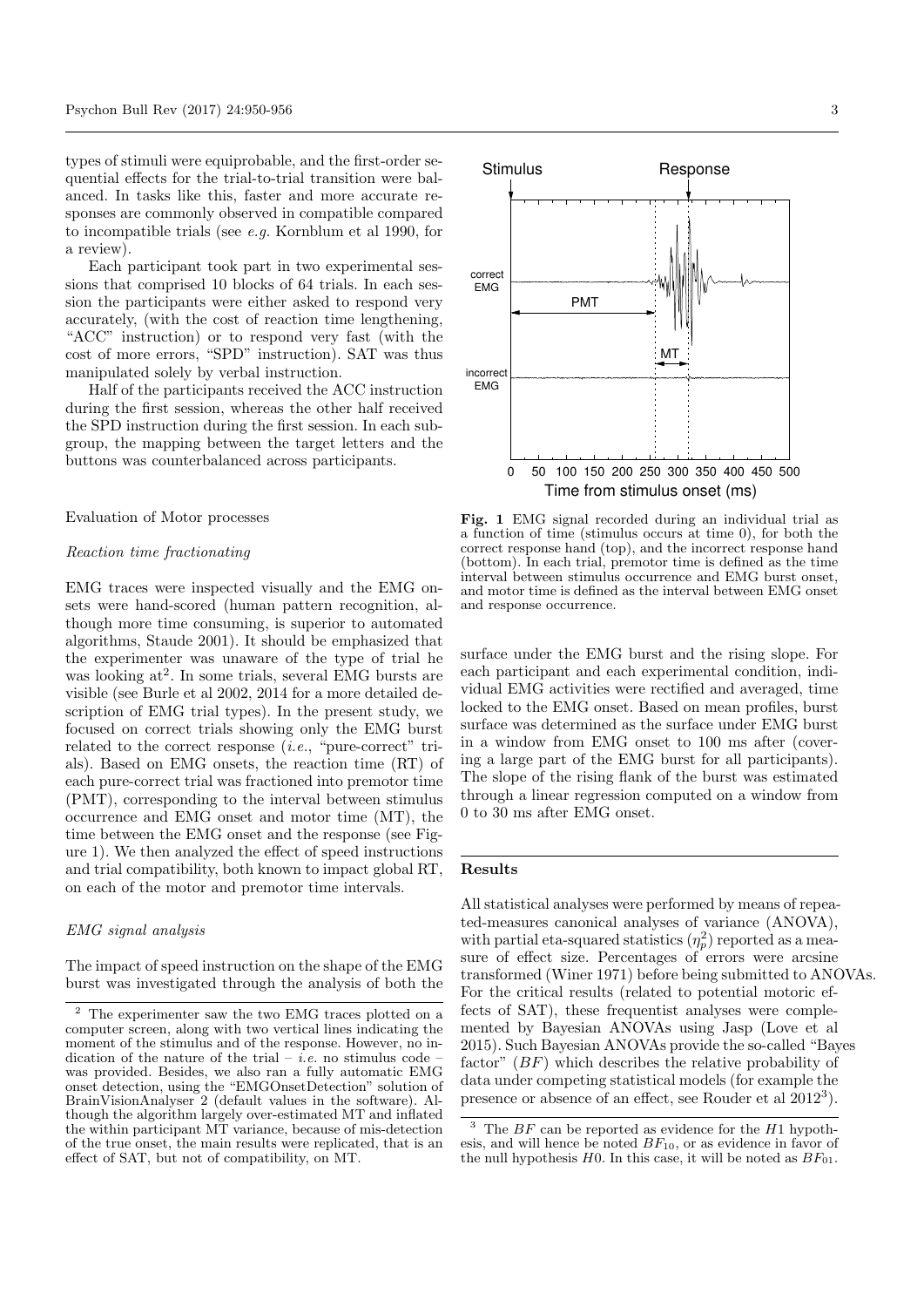types of stimuli were equiprobable, and the first-order sequential effects for the trial-to-trial transition were balanced. In tasks like this, faster and more accurate responses are commonly observed in compatible compared to incompatible trials (see *e.g.* Kornblum et al 1990, for a review).

Each participant took part in two experimental sessions that comprised 10 blocks of 64 trials. In each session the participants were either asked to respond very accurately, (with the cost of reaction time lengthening, "ACC" instruction) or to respond very fast (with the cost of more errors, "SPD" instruction). SAT was thus manipulated solely by verbal instruction.

Half of the participants received the ACC instruction during the first session, whereas the other half received the SPD instruction during the first session. In each subgroup, the mapping between the target letters and the buttons was counterbalanced across participants.

Evaluation of Motor processes

*Reaction time fractionating*

EMG traces were inspected visually and the EMG onsets were hand-scored (human pattern recognition, although more time consuming, is superior to automated algorithms, Staude 2001). It should be emphasized that the experimenter was unaware of the type of trial he was looking at[2]. In some trials, several EMG bursts are visible (see Burle et al 2002, 2014 for a more detailed description of EMG trial types). In the present study, we focused on correct trials showing only the EMG burst related to the correct response (*i.e.*, "pure-correct" trials). Based on EMG onsets, the reaction time (RT) of each pure-correct trial was fractioned into premotor time (PMT), corresponding to the interval between stimulus occurrence and EMG onset and motor time (MT), the time between the EMG onset and the response (see Figure 1). We then analyzed the effect of speed instructions and trial compatibility, both known to impact global RT, on each of the motor and premotor time intervals.

*EMG signal analysis*

The impact of speed instruction on the shape of the EMG burst was investigated through the analysis of both the surface under the EMG burst and the rising slope. For each participant and each experimental condition, individual EMG activities were rectified and averaged, time locked to the EMG onset. Based on mean profiles, burst surface was determined as the surface under EMG burst in a window from EMG onset to 100 ms after (covering a large part of the EMG burst for all participants). The slope of the rising flank of the burst was estimated through a linear regression computed on a window from 0 to 30 ms after EMG onset.

**Fig. 1** EMG signal recorded during an individual trial as a function of time (stimulus occurs at time 0), for both the correct response hand (top), and the incorrect response hand (bottom). In each trial, premotor time is defined as the time interval between stimulus occurrence and EMG burst onset, and motor time is defined as the interval between EMG onset and response occurrence.

## Results

All statistical analyses were performed by means of repeated-measures canonical analyses of variance (ANOVA), with partial eta-squared statistics ($\eta_p^2$) reported as a measure of effect size. Percentages of errors were arcsine transformed (Winer 1971) before being submitted to ANOVAs. For the critical results (related to potential motoric effects of SAT), these frequentist analyses were complemented by Bayesian ANOVAs using Jasp (Love et al 2015). Such Bayesian ANOVAs provide the so-called "Bayes factor" ($BF$) which describes the relative probability of data under competing statistical models (for example the presence or absence of an effect, see Rouder et al 2012[3]).

[2] The experimenter saw the two EMG traces plotted on a computer screen, along with two vertical lines indicating the moment of the stimulus and of the response. However, no indication of the nature of the trial – *i.e.* no stimulus code – was provided. Besides, we also ran a fully automatic EMG onset detection, using the "EMGOnsetDetection" solution of BrainVisionAnalyser 2 (default values in the software). Although the algorithm largely over-estimated MT and inflated the within participant MT variance, because of mis-detection of the true onset, the main results were replicated, that is an effect of SAT, but not of compatibility, on MT.

[3] The $BF$ can be reported as evidence for the $H1$ hypothesis, and will hence be noted $BF_{10}$, or as evidence in favor of the null hypothesis $H0$. In this case, it will be noted as $BF_{01}$.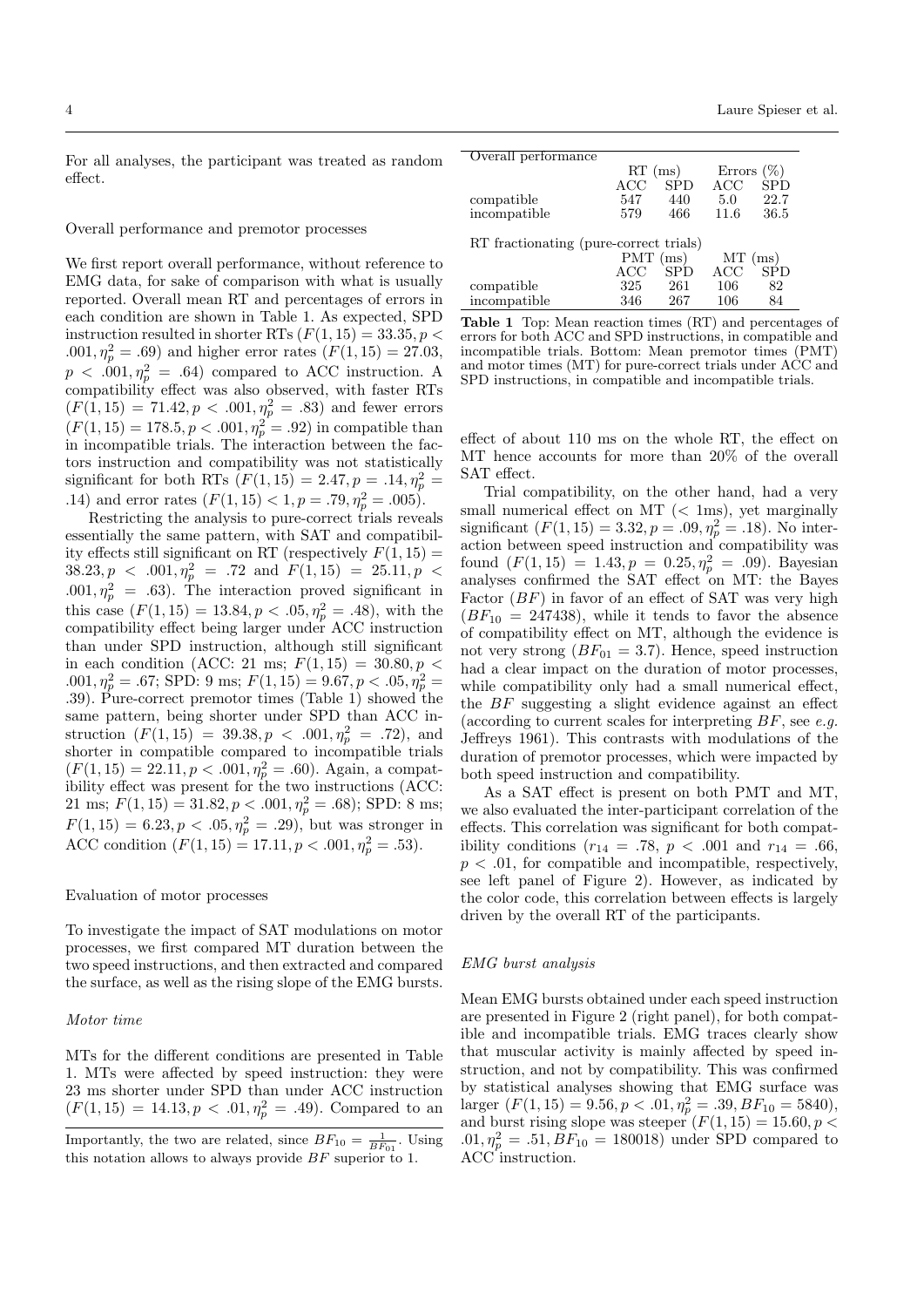For all analyses, the participant was treated as random effect.

### Overall performance and premotor processes

We first report overall performance, without reference to EMG data, for sake of comparison with what is usually reported. Overall mean RT and percentages of errors in each condition are shown in Table 1. As expected, SPD instruction resulted in shorter RTs ($F(1,15) = 33.35, p < .001, \eta_p^2 = .69$) and higher error rates ($F(1,15) = 27.03, p < .001, \eta_p^2 = .64$) compared to ACC instruction. A compatibility effect was also observed, with faster RTs ($F(1,15) = 71.42, p < .001, \eta_p^2 = .83$) and fewer errors ($F(1,15) = 178.5, p < .001, \eta_p^2 = .92$) in compatible than in incompatible trials. The interaction between the factors instruction and compatibility was not statistically significant for both RTs ($F(1,15) = 2.47, p = .14, \eta_p^2 = .14$) and error rates ($F(1,15) < 1, p = .79, \eta_p^2 = .005$).

Restricting the analysis to pure-correct trials reveals essentially the same pattern, with SAT and compatibility effects still significant on RT (respectively $F(1,15) = 38.23, p < .001, \eta_p^2 = .72$ and $F(1,15) = 25.11, p < .001, \eta_p^2 = .63$). The interaction proved significant in this case ($F(1,15) = 13.84, p < .05, \eta_p^2 = .48$), with the compatibility effect being larger under ACC instruction than under SPD instruction, although still significant in each condition (ACC: 21 ms; $F(1,15) = 30.80, p < .001, \eta_p^2 = .67$; SPD: 9 ms; $F(1,15) = 9.67, p < .05, \eta_p^2 = .39$). Pure-correct premotor times (Table 1) showed the same pattern, being shorter under SPD than ACC instruction ($F(1,15) = 39.38, p < .001, \eta_p^2 = .72$), and shorter in compatible compared to incompatible trials ($F(1,15) = 22.11, p < .001, \eta_p^2 = .60$). Again, a compatibility effect was present for the two instructions (ACC: 21 ms; $F(1,15) = 31.82, p < .001, \eta_p^2 = .68$); SPD: 8 ms; $F(1,15) = 6.23, p < .05, \eta_p^2 = .29$), but was stronger in ACC condition ($F(1,15) = 17.11, p < .001, \eta_p^2 = .53$).

| Overall performance | | | | |
|---|---|---|---|---|
| | RT (ms) | | Errors (%) | |
| | ACC | SPD | ACC | SPD |
| compatible | 547 | 440 | 5.0 | 22.7 |
| incompatible | 579 | 466 | 11.6 | 36.5 |
| **RT fractionating (pure-correct trials)** | | | | |
| | PMT (ms) | | MT (ms) | |
| | ACC | SPD | ACC | SPD |
| compatible | 325 | 261 | 106 | 82 |
| incompatible | 346 | 267 | 106 | 84 |

**Table 1** Top: Mean reaction times (RT) and percentages of errors for both ACC and SPD instructions, in compatible and incompatible trials. Bottom: Mean premotor times (PMT) and motor times (MT) for pure-correct trials under ACC and SPD instructions, in compatible and incompatible trials.

### Evaluation of motor processes

To investigate the impact of SAT modulations on motor processes, we first compared MT duration between the two speed instructions, and then extracted and compared the surface, as well as the rising slope of the EMG bursts.

#### *Motor time*

MTs for the different conditions are presented in Table 1. MTs were affected by speed instruction: they were 23 ms shorter under SPD than under ACC instruction ($F(1,15) = 14.13, p < .01, \eta_p^2 = .49$). Compared to an effect of about 110 ms on the whole RT, the effect on MT hence accounts for more than 20% of the overall SAT effect.

Trial compatibility, on the other hand, had a very small numerical effect on MT (< 1ms), yet marginally significant ($F(1,15) = 3.32, p = .09, \eta_p^2 = .18$). No interaction between speed instruction and compatibility was found ($F(1,15) = 1.43, p = 0.25, \eta_p^2 = .09$). Bayesian analyses confirmed the SAT effect on MT: the Bayes Factor ($BF$) in favor of an effect of SAT was very high ($BF_{10} = 247438$), while it tends to favor the absence of compatibility effect on MT, although the evidence is not very strong ($BF_{01} = 3.7$). Hence, speed instruction had a clear impact on the duration of motor processes, while compatibility only had a small numerical effect, the $BF$ suggesting a slight evidence against an effect (according to current scales for interpreting $BF$, see *e.g.* Jeffreys 1961). This contrasts with modulations of the duration of premotor processes, which were impacted by both speed instruction and compatibility.

As a SAT effect is present on both PMT and MT, we also evaluated the inter-participant correlation of the effects. This correlation was significant for both compatibility conditions ($r_{14} = .78$, $p < .001$ and $r_{14} = .66$, $p < .01$, for compatible and incompatible, respectively, see left panel of Figure 2). However, as indicated by the color code, this correlation between effects is largely driven by the overall RT of the participants.

#### *EMG burst analysis*

Mean EMG bursts obtained under each speed instruction are presented in Figure 2 (right panel), for both compatible and incompatible trials. EMG traces clearly show that muscular activity is mainly affected by speed instruction, and not by compatibility. This was confirmed by statistical analyses showing that EMG surface was larger ($F(1,15) = 9.56, p < .01, \eta_p^2 = .39, BF_{10} = 5840$), and burst rising slope was steeper ($F(1,15) = 15.60, p < .01, \eta_p^2 = .51, BF_{10} = 180018$) under SPD compared to ACC instruction.

Importantly, the two are related, since $BF_{10} = \frac{1}{BF_{01}}$. Using this notation allows to always provide $BF$ superior to 1.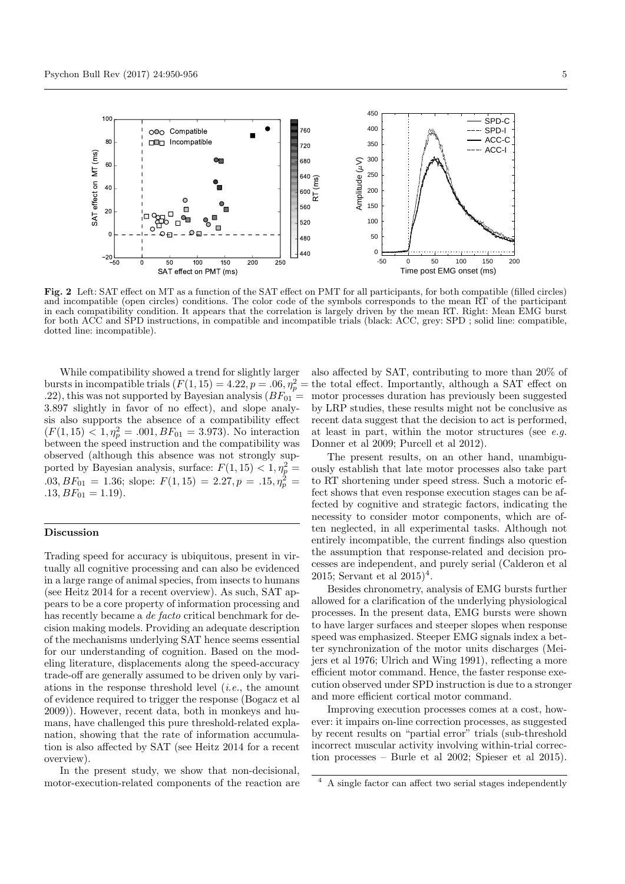**Fig. 2** Left: SAT effect on MT as a function of the SAT effect on PMT for all participants, for both compatible (filled circles) and incompatible (open circles) conditions. The color code of the symbols corresponds to the mean RT of the participant in each compatibility condition. It appears that the correlation is largely driven by the mean RT. Right: Mean EMG burst for both ACC and SPD instructions, in compatible and incompatible trials (black: ACC, grey: SPD ; solid line: compatible, dotted line: incompatible).

While compatibility showed a trend for slightly larger bursts in incompatible trials ($F(1, 15) = 4.22, p = .06, \eta_p^2 = .22$), this was not supported by Bayesian analysis ($BF_{01} = 3.897$ slightly in favor of no effect), and slope analysis also supports the absence of a compatibility effect ($F(1, 15) < 1, \eta_p^2 = .001, BF_{01} = 3.973$). No interaction between the speed instruction and the compatibility was observed (although this absence was not strongly supported by Bayesian analysis, surface: $F(1, 15) < 1, \eta_p^2 = .03, BF_{01} = 1.36$; slope: $F(1, 15) = 2.27, p = .15, \eta_p^2 = .13, BF_{01} = 1.19$).

## Discussion

Trading speed for accuracy is ubiquitous, present in virtually all cognitive processing and can also be evidenced in a large range of animal species, from insects to humans (see Heitz 2014 for a recent overview). As such, SAT appears to be a core property of information processing and has recently become a *de facto* critical benchmark for decision making models. Providing an adequate description of the mechanisms underlying SAT hence seems essential for our understanding of cognition. Based on the modeling literature, displacements along the speed-accuracy trade-off are generally assumed to be driven only by variations in the response threshold level (*i.e.*, the amount of evidence required to trigger the response (Bogacz et al 2009)). However, recent data, both in monkeys and humans, have challenged this pure threshold-related explanation, showing that the rate of information accumulation is also affected by SAT (see Heitz 2014 for a recent overview).

In the present study, we show that non-decisional, motor-execution-related components of the reaction are also affected by SAT, contributing to more than 20% of the total effect. Importantly, although a SAT effect on motor processes duration has previously been suggested by LRP studies, these results might not be conclusive as recent data suggest that the decision to act is performed, at least in part, within the motor structures (see *e.g.* Donner et al 2009; Purcell et al 2012).

The present results, on an other hand, unambiguously establish that late motor processes also take part to RT shortening under speed stress. Such a motoric effect shows that even response execution stages can be affected by cognitive and strategic factors, indicating the necessity to consider motor components, which are often neglected, in all experimental tasks. Although not entirely incompatible, the current findings also question the assumption that response-related and decision processes are independent, and purely serial (Calderon et al 2015; Servant et al 2015)[4].

Besides chronometry, analysis of EMG bursts further allowed for a clarification of the underlying physiological processes. In the present data, EMG bursts were shown to have larger surfaces and steeper slopes when response speed was emphasized. Steeper EMG signals index a better synchronization of the motor units discharges (Meijers et al 1976; Ulrich and Wing 1991), reflecting a more efficient motor command. Hence, the faster response execution observed under SPD instruction is due to a stronger and more efficient cortical motor command.

Improving execution processes comes at a cost, however: it impairs on-line correction processes, as suggested by recent results on "partial error" trials (sub-threshold incorrect muscular activity involving within-trial correction processes – Burle et al 2002; Spieser et al 2015).

[4] A single factor can affect two serial stages independently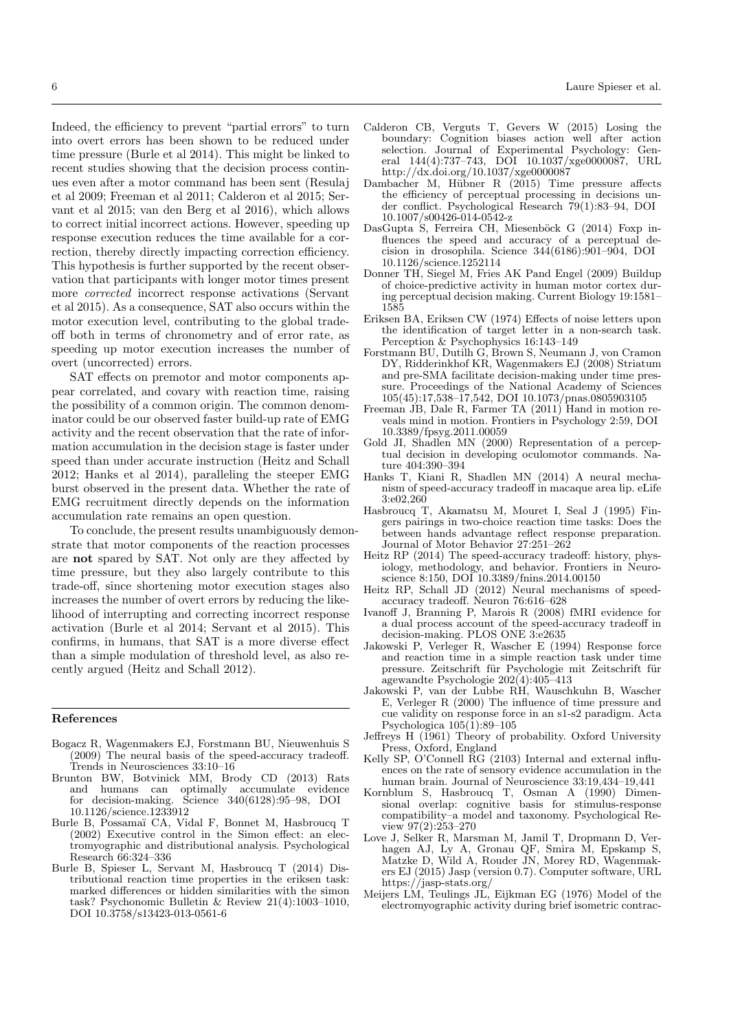Indeed, the efficiency to prevent "partial errors" to turn into overt errors has been shown to be reduced under time pressure (Burle et al 2014). This might be linked to recent studies showing that the decision process continues even after a motor command has been sent (Resulaj et al 2009; Freeman et al 2011; Calderon et al 2015; Servant et al 2015; van den Berg et al 2016), which allows to correct initial incorrect actions. However, speeding up response execution reduces the time available for a correction, thereby directly impacting correction efficiency. This hypothesis is further supported by the recent observation that participants with longer motor times present more *corrected* incorrect response activations (Servant et al 2015). As a consequence, SAT also occurs within the motor execution level, contributing to the global tradeoff both in terms of chronometry and of error rate, as speeding up motor execution increases the number of overt (uncorrected) errors.

SAT effects on premotor and motor components appear correlated, and covary with reaction time, raising the possibility of a common origin. The common denominator could be our observed faster build-up rate of EMG activity and the recent observation that the rate of information accumulation in the decision stage is faster under speed than under accurate instruction (Heitz and Schall 2012; Hanks et al 2014), paralleling the steeper EMG burst observed in the present data. Whether the rate of EMG recruitment directly depends on the information accumulation rate remains an open question.

To conclude, the present results unambiguously demonstrate that motor components of the reaction processes are **not** spared by SAT. Not only are they affected by time pressure, but they also largely contribute to this trade-off, since shortening motor execution stages also increases the number of overt errors by reducing the likelihood of interrupting and correcting incorrect response activation (Burle et al 2014; Servant et al 2015). This confirms, in humans, that SAT is a more diverse effect than a simple modulation of threshold level, as also recently argued (Heitz and Schall 2012).

## References

Bogacz R, Wagenmakers EJ, Forstmann BU, Nieuwenhuis S (2009) The neural basis of the speed-accuracy tradeoff. Trends in Neurosciences 33:10–16

Brunton BW, Botvinick MM, Brody CD (2013) Rats and humans can optimally accumulate evidence for decision-making. Science 340(6128):95–98, DOI 10.1126/science.1233912

Burle B, Possamaï CA, Vidal F, Bonnet M, Hasbroucq T (2002) Executive control in the Simon effect: an electromyographic and distributional analysis. Psychological Research 66:324–336

Burle B, Spieser L, Servant M, Hasbroucq T (2014) Distributional reaction time properties in the eriksen task: marked differences or hidden similarities with the simon task? Psychonomic Bulletin & Review 21(4):1003–1010, DOI 10.3758/s13423-013-0561-6

Calderon CB, Verguts T, Gevers W (2015) Losing the boundary: Cognition biases action well after action selection. Journal of Experimental Psychology: General 144(4):737–743, DOI 10.1037/xge0000087, URL http://dx.doi.org/10.1037/xge0000087

Dambacher M, Hübner R (2015) Time pressure affects the efficiency of perceptual processing in decisions under conflict. Psychological Research 79(1):83–94, DOI 10.1007/s00426-014-0542-z

DasGupta S, Ferreira CH, Miesenböck G (2014) Foxp influences the speed and accuracy of a perceptual decision in drosophila. Science 344(6186):901–904, DOI 10.1126/science.1252114

Donner TH, Siegel M, Fries AK Pand Engel (2009) Buildup of choice-predictive activity in human motor cortex during perceptual decision making. Current Biology 19:1581–1585

Eriksen BA, Eriksen CW (1974) Effects of noise letters upon the identification of target letter in a non-search task. Perception & Psychophysics 16:143–149

Forstmann BU, Dutilh G, Brown S, Neumann J, von Cramon DY, Ridderinkhof KR, Wagenmakers EJ (2008) Striatum and pre-SMA facilitate decision-making under time pressure. Proceedings of the National Academy of Sciences 105(45):17,538–17,542, DOI 10.1073/pnas.0805903105

Freeman JB, Dale R, Farmer TA (2011) Hand in motion reveals mind in motion. Frontiers in Psychology 2:59, DOI 10.3389/fpsyg.2011.00059

Gold JI, Shadlen MN (2000) Representation of a perceptual decision in developing oculomotor commands. Nature 404:390–394

Hanks T, Kiani R, Shadlen MN (2014) A neural mechanism of speed-accuracy tradeoff in macaque area lip. eLife 3:e02,260

Hasbroucq T, Akamatsu M, Mouret I, Seal J (1995) Fingers pairings in two-choice reaction time tasks: Does the between hands advantage reflect response preparation. Journal of Motor Behavior 27:251–262

Heitz RP (2014) The speed-accuracy tradeoff: history, physiology, methodology, and behavior. Frontiers in Neuroscience 8:150, DOI 10.3389/fnins.2014.00150

Heitz RP, Schall JD (2012) Neural mechanisms of speed-accuracy tradeoff. Neuron 76:616–628

Ivanoff J, Branning P, Marois R (2008) fMRI evidence for a dual process account of the speed-accuracy tradeoff in decision-making. PLOS ONE 3:e2635

Jakowski P, Verleger R, Wascher E (1994) Response force and reaction time in a simple reaction task under time pressure. Zeitschrift für Psychologie mit Zeitschrift für agewandte Psychologie 202(4):405–413

Jakowski P, van der Lubbe RH, Wauschkuhn B, Wascher E, Verleger R (2000) The influence of time pressure and cue validity on response force in an s1-s2 paradigm. Acta Psychologica 105(1):89–105

Jeffreys H (1961) Theory of probability. Oxford University Press, Oxford, England

Kelly SP, O'Connell RG (2103) Internal and external influences on the rate of sensory evidence accumulation in the human brain. Journal of Neuroscience 33:19,434–19,441

Kornblum S, Hasbroucq T, Osman A (1990) Dimensional overlap: cognitive basis for stimulus-response compatibility–a model and taxonomy. Psychological Review 97(2):253–270

Love J, Selker R, Marsman M, Jamil T, Dropmann D, Verhagen AJ, Ly A, Gronau QF, Smira M, Epskamp S, Matzke D, Wild A, Rouder JN, Morey RD, Wagenmakers EJ (2015) Jasp (version 0.7). Computer software, URL https://jasp-stats.org/

Meijers LM, Teulings JL, Eijkman EG (1976) Model of the electromyographic activity during brief isometric contrac-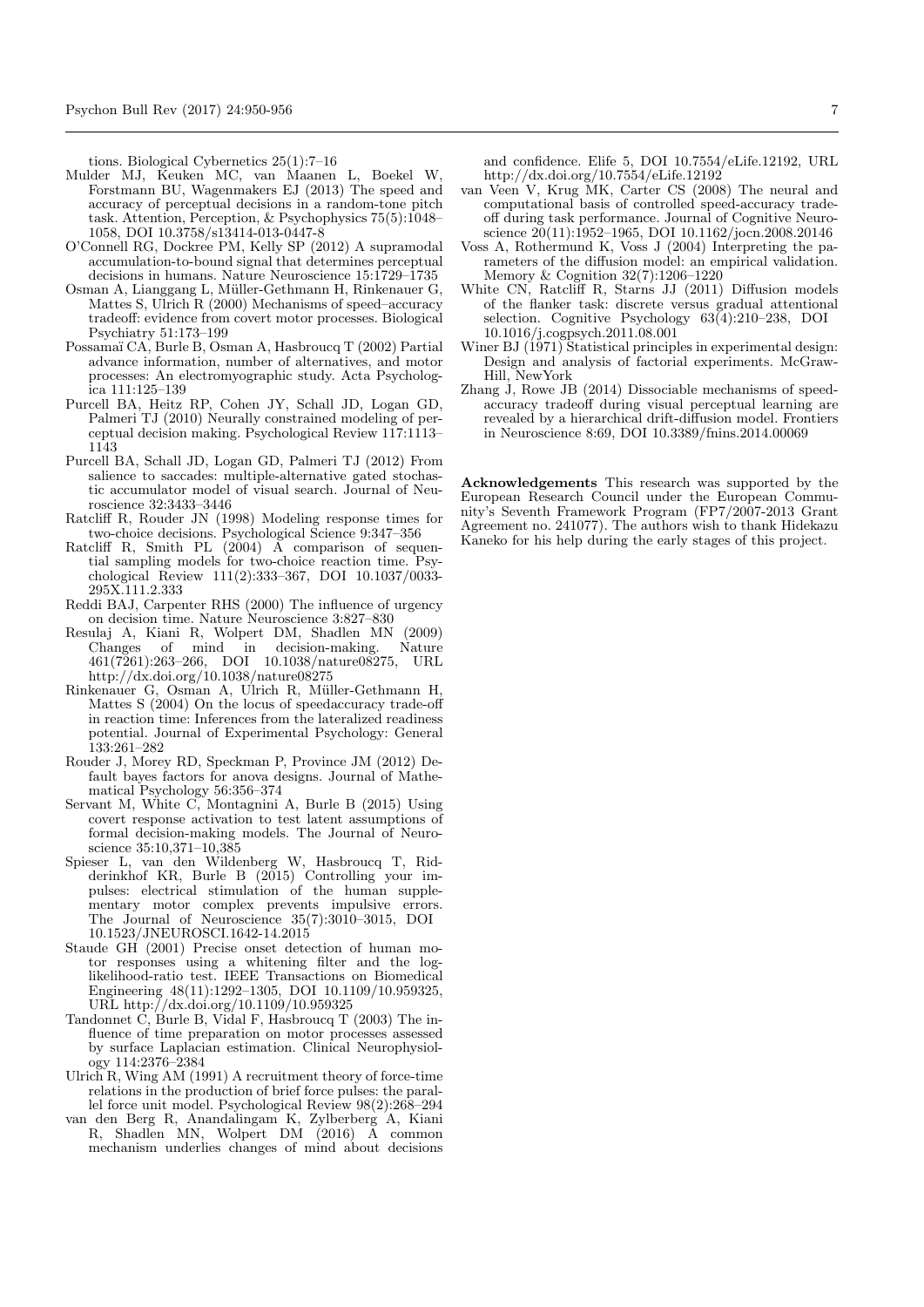tions. Biological Cybernetics 25(1):7–16

Mulder MJ, Keuken MC, van Maanen L, Boekel W, Forstmann BU, Wagenmakers EJ (2013) The speed and accuracy of perceptual decisions in a random-tone pitch task. Attention, Perception, & Psychophysics 75(5):1048–1058, DOI 10.3758/s13414-013-0447-8

O'Connell RG, Dockree PM, Kelly SP (2012) A supramodal accumulation-to-bound signal that determines perceptual decisions in humans. Nature Neuroscience 15:1729–1735

Osman A, Lianggang L, Müller-Gethmann H, Rinkenauer G, Mattes S, Ulrich R (2000) Mechanisms of speed–accuracy tradeoff: evidence from covert motor processes. Biological Psychiatry 51:173–199

Possamaï CA, Burle B, Osman A, Hasbroucq T (2002) Partial advance information, number of alternatives, and motor processes: An electromyographic study. Acta Psychologica 111:125–139

Purcell BA, Heitz RP, Cohen JY, Schall JD, Logan GD, Palmeri TJ (2010) Neurally constrained modeling of perceptual decision making. Psychological Review 117:1113–1143

Purcell BA, Schall JD, Logan GD, Palmeri TJ (2012) From salience to saccades: multiple-alternative gated stochastic accumulator model of visual search. Journal of Neuroscience 32:3433–3446

Ratcliff R, Rouder JN (1998) Modeling response times for two-choice decisions. Psychological Science 9:347–356

Ratcliff R, Smith PL (2004) A comparison of sequential sampling models for two-choice reaction time. Psychological Review 111(2):333–367, DOI 10.1037/0033-295X.111.2.333

Reddi BAJ, Carpenter RHS (2000) The influence of urgency on decision time. Nature Neuroscience 3:827–830

Resulaj A, Kiani R, Wolpert DM, Shadlen MN (2009) Changes of mind in decision-making. Nature 461(7261):263–266, DOI 10.1038/nature08275, URL http://dx.doi.org/10.1038/nature08275

Rinkenauer G, Osman A, Ulrich R, Müller-Gethmann H, Mattes S (2004) On the locus of speedaccuracy trade-off in reaction time: Inferences from the lateralized readiness potential. Journal of Experimental Psychology: General 133:261–282

Rouder J, Morey RD, Speckman P, Province JM (2012) Default bayes factors for anova designs. Journal of Mathematical Psychology 56:356–374

Servant M, White C, Montagnini A, Burle B (2015) Using covert response activation to test latent assumptions of formal decision-making models. The Journal of Neuroscience 35:10,371–10,385

Spieser L, van den Wildenberg W, Hasbroucq T, Ridderinkhof KR, Burle B (2015) Controlling your impulses: electrical stimulation of the human supplementary motor complex prevents impulsive errors. The Journal of Neuroscience 35(7):3010–3015, DOI 10.1523/JNEUROSCI.1642-14.2015

Staude GH (2001) Precise onset detection of human motor responses using a whitening filter and the log-likelihood-ratio test. IEEE Transactions on Biomedical Engineering 48(11):1292–1305, DOI 10.1109/10.959325, URL http://dx.doi.org/10.1109/10.959325

Tandonnet C, Burle B, Vidal F, Hasbroucq T (2003) The influence of time preparation on motor processes assessed by surface Laplacian estimation. Clinical Neurophysiology 114:2376–2384

Ulrich R, Wing AM (1991) A recruitment theory of force-time relations in the production of brief force pulses: the parallel force unit model. Psychological Review 98(2):268–294

van den Berg R, Anandalingam K, Zylberberg A, Kiani R, Shadlen MN, Wolpert DM (2016) A common mechanism underlies changes of mind about decisions and confidence. Elife 5, DOI 10.7554/eLife.12192, URL http://dx.doi.org/10.7554/eLife.12192

van Veen V, Krug MK, Carter CS (2008) The neural and computational basis of controlled speed-accuracy tradeoff during task performance. Journal of Cognitive Neuroscience 20(11):1952–1965, DOI 10.1162/jocn.2008.20146

Voss A, Rothermund K, Voss J (2004) Interpreting the parameters of the diffusion model: an empirical validation. Memory & Cognition 32(7):1206–1220

White CN, Ratcliff R, Starns JJ (2011) Diffusion models of the flanker task: discrete versus gradual attentional selection. Cognitive Psychology 63(4):210–238, DOI 10.1016/j.cogpsych.2011.08.001

Winer BJ (1971) Statistical principles in experimental design: Design and analysis of factorial experiments. McGraw-Hill, NewYork

Zhang J, Rowe JB (2014) Dissociable mechanisms of speed-accuracy tradeoff during visual perceptual learning are revealed by a hierarchical drift-diffusion model. Frontiers in Neuroscience 8:69, DOI 10.3389/fnins.2014.00069

**Acknowledgements** This research was supported by the European Research Council under the European Community's Seventh Framework Program (FP7/2007-2013 Grant Agreement no. 241077). The authors wish to thank Hidekazu Kaneko for his help during the early stages of this project.